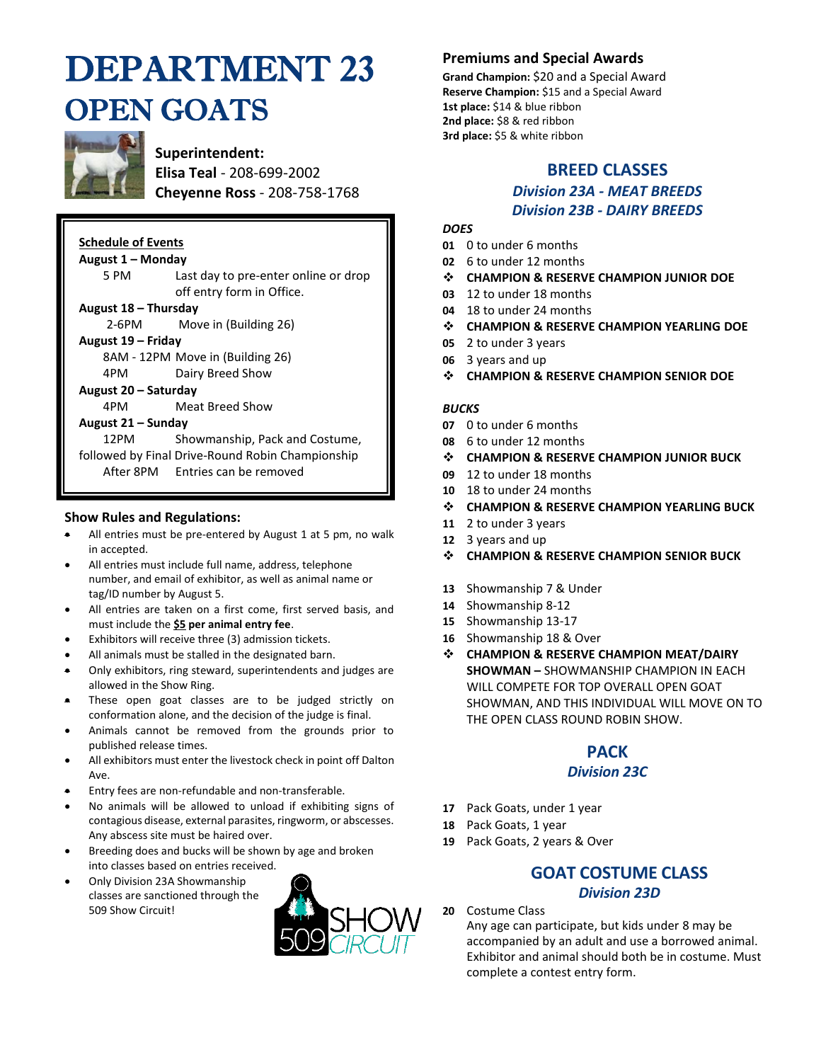# DEPARTMENT 23
# OPEN GOATS

**Superintendent:**
**Elisa Teal** - 208-699-2002
**Cheyenne Ross** - 208-758-1768

**Schedule of Events**

**August 1 – Monday**
5 PM Last day to pre-enter online or drop off entry form in Office.

**August 18 – Thursday**
2-6PM Move in (Building 26)

**August 19 – Friday**
8AM - 12PM Move in (Building 26)
4PM Dairy Breed Show

**August 20 – Saturday**
4PM Meat Breed Show

**August 21 – Sunday**
12PM Showmanship, Pack and Costume, followed by Final Drive-Round Robin Championship
After 8PM Entries can be removed

## Show Rules and Regulations:

- All entries must be pre-entered by August 1 at 5 pm, no walk in accepted.
- All entries must include full name, address, telephone number, and email of exhibitor, as well as animal name or tag/ID number by August 5.
- All entries are taken on a first come, first served basis, and must include the **$5 per animal entry fee**.
- Exhibitors will receive three (3) admission tickets.
- All animals must be stalled in the designated barn.
- Only exhibitors, ring steward, superintendents and judges are allowed in the Show Ring.
- These open goat classes are to be judged strictly on conformation alone, and the decision of the judge is final.
- Animals cannot be removed from the grounds prior to published release times.
- All exhibitors must enter the livestock check in point off Dalton Ave.
- Entry fees are non-refundable and non-transferable.
- No animals will be allowed to unload if exhibiting signs of contagious disease, external parasites, ringworm, or abscesses. Any abscess site must be haired over.
- Breeding does and bucks will be shown by age and broken into classes based on entries received.
- Only Division 23A Showmanship classes are sanctioned through the 509 Show Circuit!

509 SHOW CIRCUIT

## Premiums and Special Awards

**Grand Champion:** $20 and a Special Award
**Reserve Champion:** $15 and a Special Award
**1st place:** $14 & blue ribbon
**2nd place:** $8 & red ribbon
**3rd place:** $5 & white ribbon

## BREED CLASSES

### *Division 23A - MEAT BREEDS*
### *Division 23B - DAIRY BREEDS*

***DOES***

**01** 0 to under 6 months
**02** 6 to under 12 months
❖ **CHAMPION & RESERVE CHAMPION JUNIOR DOE**
**03** 12 to under 18 months
**04** 18 to under 24 months
❖ **CHAMPION & RESERVE CHAMPION YEARLING DOE**
**05** 2 to under 3 years
**06** 3 years and up
❖ **CHAMPION & RESERVE CHAMPION SENIOR DOE**

***BUCKS***

**07** 0 to under 6 months
**08** 6 to under 12 months
❖ **CHAMPION & RESERVE CHAMPION JUNIOR BUCK**
**09** 12 to under 18 months
**10** 18 to under 24 months
❖ **CHAMPION & RESERVE CHAMPION YEARLING BUCK**
**11** 2 to under 3 years
**12** 3 years and up
❖ **CHAMPION & RESERVE CHAMPION SENIOR BUCK**

**13** Showmanship 7 & Under
**14** Showmanship 8-12
**15** Showmanship 13-17
**16** Showmanship 18 & Over
❖ **CHAMPION & RESERVE CHAMPION MEAT/DAIRY SHOWMAN –** SHOWMANSHIP CHAMPION IN EACH WILL COMPETE FOR TOP OVERALL OPEN GOAT SHOWMAN, AND THIS INDIVIDUAL WILL MOVE ON TO THE OPEN CLASS ROUND ROBIN SHOW.

## PACK

### *Division 23C*

**17** Pack Goats, under 1 year
**18** Pack Goats, 1 year
**19** Pack Goats, 2 years & Over

## GOAT COSTUME CLASS

### *Division 23D*

**20** Costume Class
Any age can participate, but kids under 8 may be accompanied by an adult and use a borrowed animal. Exhibitor and animal should both be in costume. Must complete a contest entry form.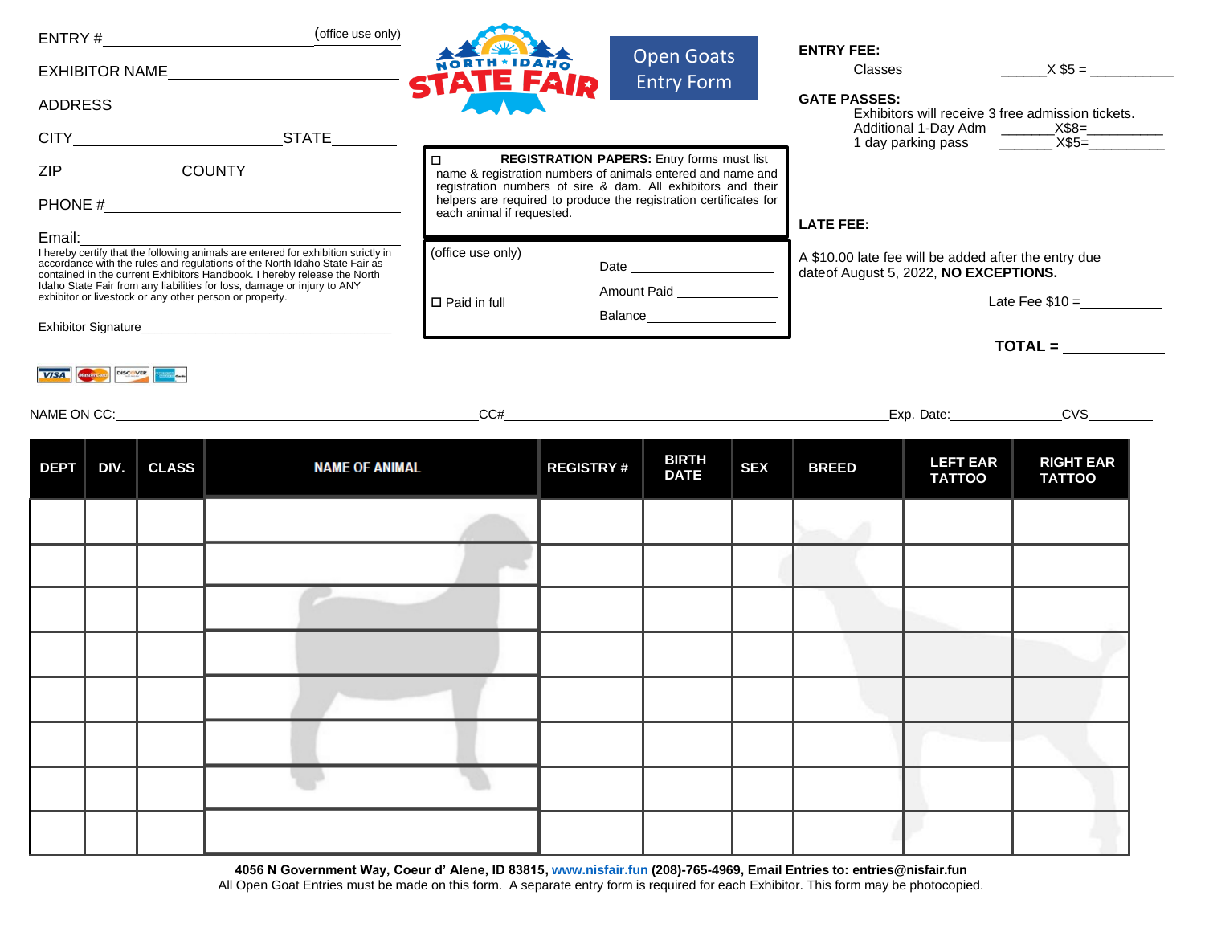ENTRY #____________________ (office use only)

EXHIBITOR NAME____________________

ADDRESS____________________

CITY____________________ STATE________

ZIP____________ COUNTY________________

PHONE #____________________

Email:____________________

I hereby certify that the following animals are entered for exhibition strictly in accordance with the rules and regulations of the North Idaho State Fair as contained in the current Exhibitors Handbook. I hereby release the North Idaho State Fair from any liabilities for loss, damage or injury to ANY exhibitor or livestock or any other person or property.

Exhibitor Signature____________________

# Open Goats Entry Form

☐ **REGISTRATION PAPERS:** Entry forms must list name & registration numbers of animals entered and name and registration numbers of sire & dam. All exhibitors and their helpers are required to produce the registration certificates for each animal if requested.

(office use only)

Date ____________

Amount Paid ____________

☐ Paid in full

Balance____________

**ENTRY FEE:**

Classes ______X $5 = ___________

**GATE PASSES:**

Exhibitors will receive 3 free admission tickets.

Additional 1-Day Adm _______X$8=__________

1 day parking pass _______ X$5=__________

**LATE FEE:**

A $10.00 late fee will be added after the entry due dateof August 5, 2022, **NO EXCEPTIONS.**

Late Fee $10 =___________

**TOTAL =** ____________

NAME ON CC:____________________CC#____________________Exp. Date:____________CVS________

| DEPT | DIV. | CLASS | NAME OF ANIMAL | REGISTRY # | BIRTH DATE | SEX | BREED | LEFT EAR TATTOO | RIGHT EAR TATTOO |
|---|---|---|---|---|---|---|---|---|---|
| | | | | | | | | | |
| | | | | | | | | | |
| | | | | | | | | | |
| | | | | | | | | | |
| | | | | | | | | | |
| | | | | | | | | | |
| | | | | | | | | | |
| | | | | | | | | | |

**4056 N Government Way, Coeur d' Alene, ID 83815, www.nisfair.fun (208)-765-4969, Email Entries to: entries@nisfair.fun**

All Open Goat Entries must be made on this form. A separate entry form is required for each Exhibitor. This form may be photocopied.